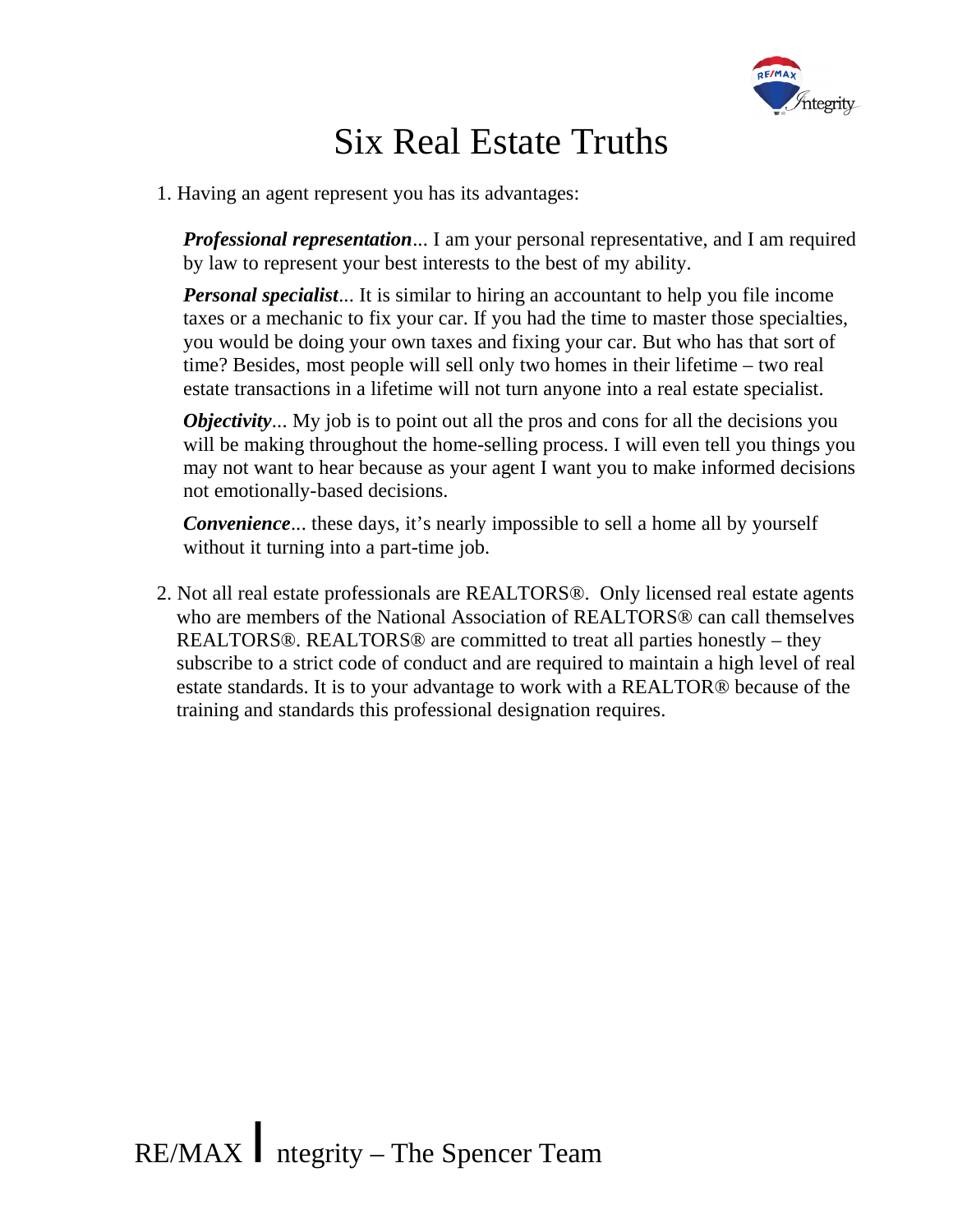# Six Real Estate Truths

1. Having an agent represent you has its advantages:

   ***Professional representation***... I am your personal representative, and I am required by law to represent your best interests to the best of my ability.

   ***Personal specialist***... It is similar to hiring an accountant to help you file income taxes or a mechanic to fix your car. If you had the time to master those specialties, you would be doing your own taxes and fixing your car. But who has that sort of time? Besides, most people will sell only two homes in their lifetime – two real estate transactions in a lifetime will not turn anyone into a real estate specialist.

   ***Objectivity***... My job is to point out all the pros and cons for all the decisions you will be making throughout the home-selling process. I will even tell you things you may not want to hear because as your agent I want you to make informed decisions not emotionally-based decisions.

   ***Convenience***... these days, it's nearly impossible to sell a home all by yourself without it turning into a part-time job.

2. Not all real estate professionals are REALTORS®. Only licensed real estate agents who are members of the National Association of REALTORS® can call themselves REALTORS®. REALTORS® are committed to treat all parties honestly – they subscribe to a strict code of conduct and are required to maintain a high level of real estate standards. It is to your advantage to work with a REALTOR® because of the training and standards this professional designation requires.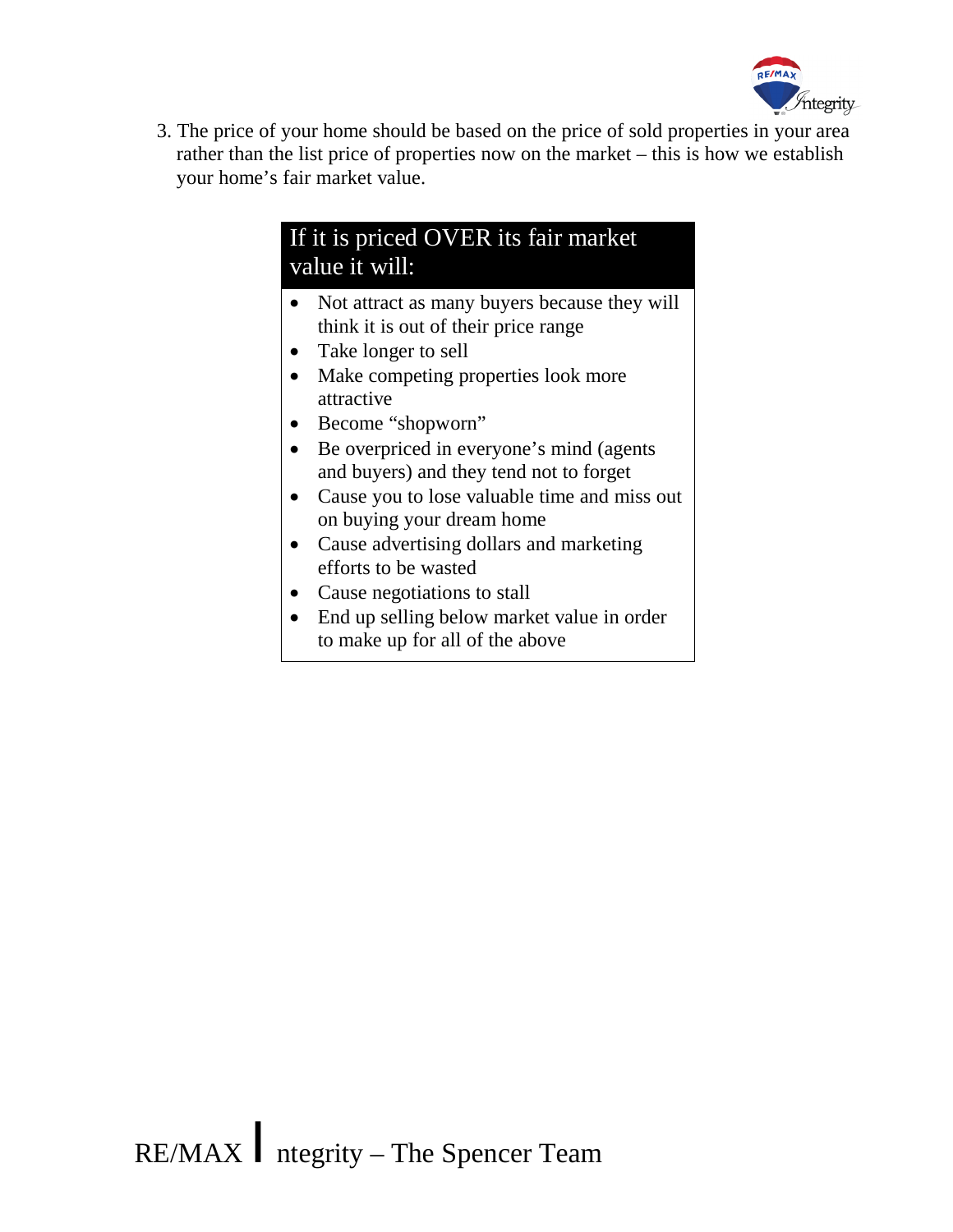3. The price of your home should be based on the price of sold properties in your area rather than the list price of properties now on the market – this is how we establish your home's fair market value.

**If it is priced OVER its fair market value it will:**

- Not attract as many buyers because they will think it is out of their price range
- Take longer to sell
- Make competing properties look more attractive
- Become "shopworn"
- Be overpriced in everyone's mind (agents and buyers) and they tend not to forget
- Cause you to lose valuable time and miss out on buying your dream home
- Cause advertising dollars and marketing efforts to be wasted
- Cause negotiations to stall
- End up selling below market value in order to make up for all of the above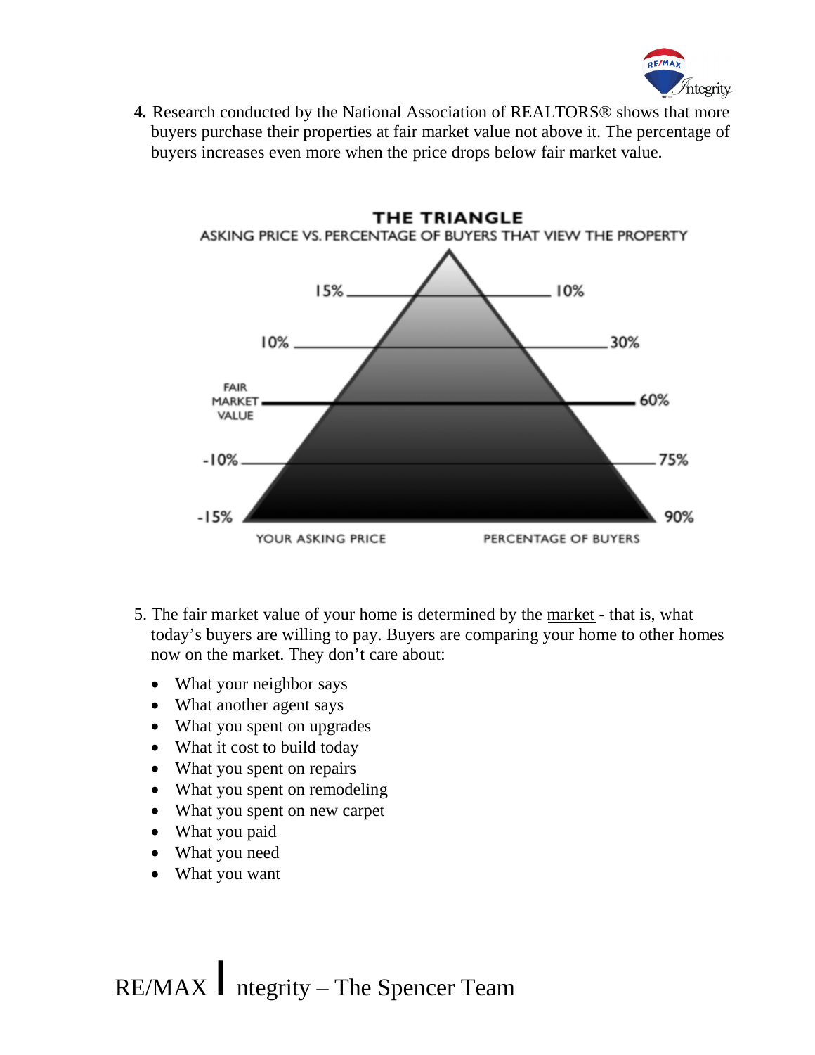**4.** Research conducted by the National Association of REALTORS® shows that more buyers purchase their properties at fair market value not above it. The percentage of buyers increases even more when the price drops below fair market value.

**THE TRIANGLE**

ASKING PRICE VS. PERCENTAGE OF BUYERS THAT VIEW THE PROPERTY

| YOUR ASKING PRICE | PERCENTAGE OF BUYERS |
| --- | --- |
| 15% | 10% |
| 10% | 30% |
| FAIR MARKET VALUE | 60% |
| -10% | 75% |
| -15% | 90% |

5. The fair market value of your home is determined by the <u>market</u> - that is, what today's buyers are willing to pay. Buyers are comparing your home to other homes now on the market. They don't care about:

- What your neighbor says
- What another agent says
- What you spent on upgrades
- What it cost to build today
- What you spent on repairs
- What you spent on remodeling
- What you spent on new carpet
- What you paid
- What you need
- What you want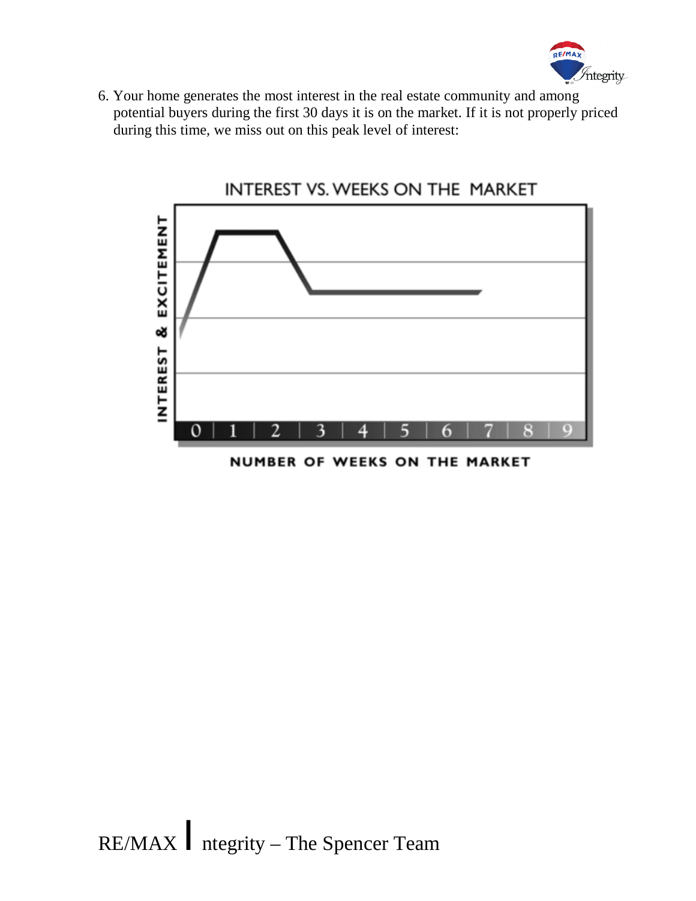6. Your home generates the most interest in the real estate community and among potential buyers during the first 30 days it is on the market. If it is not properly priced during this time, we miss out on this peak level of interest:

INTEREST VS. WEEKS ON THE MARKET

INTEREST & EXCITEMENT

0 | 1 | 2 | 3 | 4 | 5 | 6 | 7 | 8 | 9

NUMBER OF WEEKS ON THE MARKET